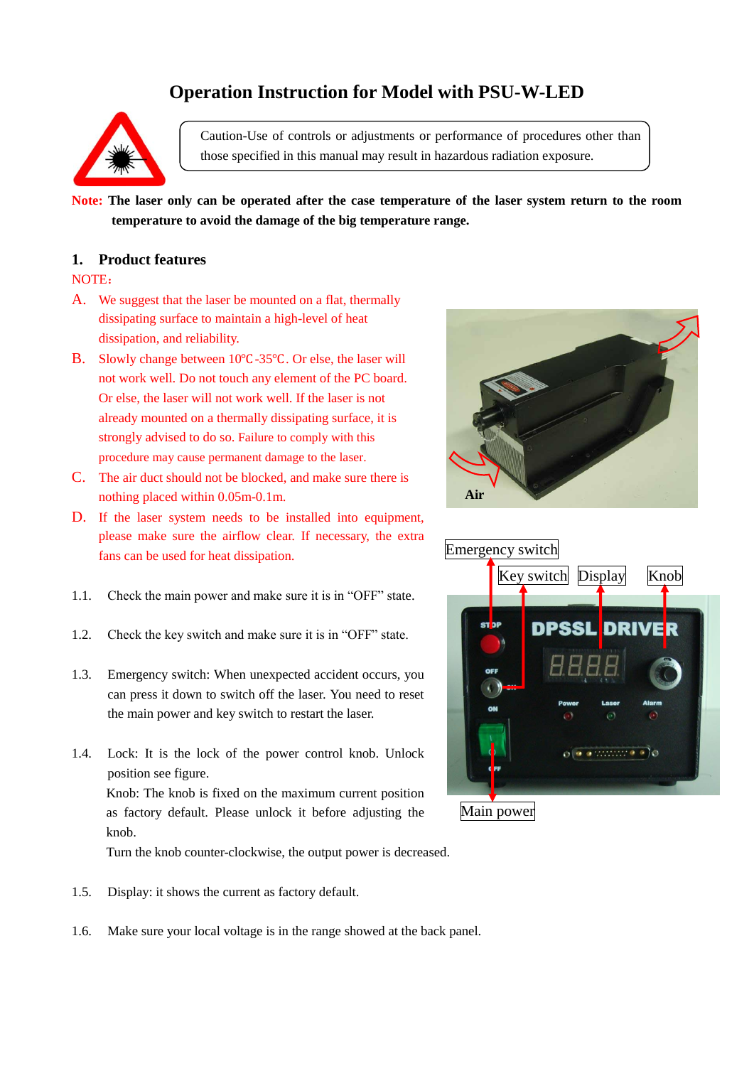# Operation Instruction for Model with PSU-W-LED

Caution-Use of controls or adjustments or performance of procedures other than those specified in this manual may result in hazardous radiation exposure.

**Note: The laser only can be operated after the case temperature of the laser system return to the room temperature to avoid the damage of the big temperature range.**

## 1. Product features

NOTE：

A. We suggest that the laser be mounted on a flat, thermally dissipating surface to maintain a high-level of heat dissipation, and reliability.

B. Slowly change between 10℃-35℃. Or else, the laser will not work well. Do not touch any element of the PC board. Or else, the laser will not work well. If the laser is not already mounted on a thermally dissipating surface, it is strongly advised to do so. Failure to comply with this procedure may cause permanent damage to the laser.

C. The air duct should not be blocked, and make sure there is nothing placed within 0.05m-0.1m.

D. If the laser system needs to be installed into equipment, please make sure the airflow clear. If necessary, the extra fans can be used for heat dissipation.

Air

Emergency switch

Key switch

Display

Knob

Main power

1.1. Check the main power and make sure it is in "OFF" state.

1.2. Check the key switch and make sure it is in "OFF" state.

1.3. Emergency switch: When unexpected accident occurs, you can press it down to switch off the laser. You need to reset the main power and key switch to restart the laser.

1.4. Lock: It is the lock of the power control knob. Unlock position see figure.
Knob: The knob is fixed on the maximum current position as factory default. Please unlock it before adjusting the knob.
Turn the knob counter-clockwise, the output power is decreased.

1.5. Display: it shows the current as factory default.

1.6. Make sure your local voltage is in the range showed at the back panel.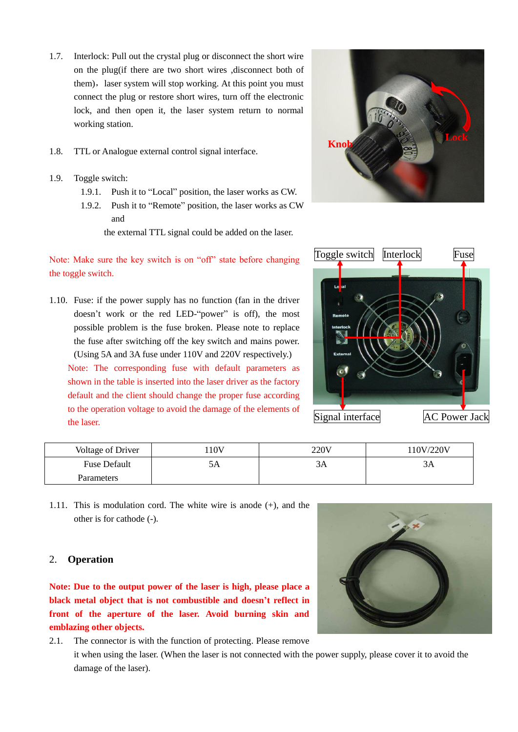1.7. Interlock: Pull out the crystal plug or disconnect the short wire on the plug(if there are two short wires ,disconnect both of them)，laser system will stop working. At this point you must connect the plug or restore short wires, turn off the electronic lock, and then open it, the laser system return to normal working station.

1.8. TTL or Analogue external control signal interface.

1.9. Toggle switch:

1.9.1. Push it to "Local" position, the laser works as CW.

1.9.2. Push it to "Remote" position, the laser works as CW and the external TTL signal could be added on the laser.

Note: Make sure the key switch is on "off" state before changing the toggle switch.

1.10. Fuse: if the power supply has no function (fan in the driver doesn't work or the red LED-"power" is off), the most possible problem is the fuse broken. Please note to replace the fuse after switching off the key switch and mains power. (Using 5A and 3A fuse under 110V and 220V respectively.)

Note: The corresponding fuse with default parameters as shown in the table is inserted into the laser driver as the factory default and the client should change the proper fuse according to the operation voltage to avoid the damage of the elements of the laser.

| Voltage of Driver | 110V | 220V | 110V/220V |
|---|---|---|---|
| Fuse Default Parameters | 5A | 3A | 3A |

1.11. This is modulation cord. The white wire is anode (+), and the other is for cathode (-).

## 2. Operation

**Note: Due to the output power of the laser is high, please place a black metal object that is not combustible and doesn't reflect in front of the aperture of the laser. Avoid burning skin and emblazing other objects.**

2.1. The connector is with the function of protecting. Please remove it when using the laser. (When the laser is not connected with the power supply, please cover it to avoid the damage of the laser).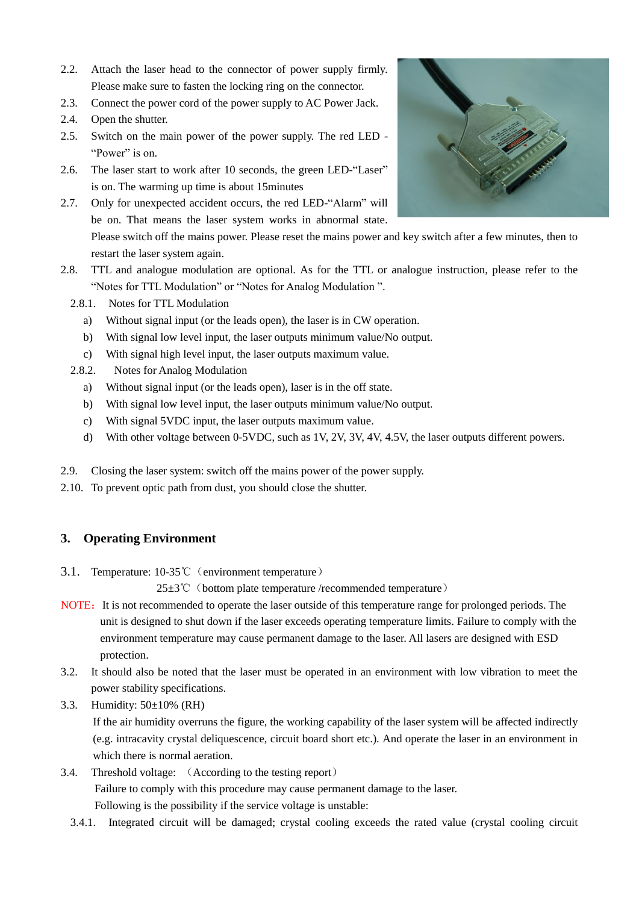2.2. Attach the laser head to the connector of power supply firmly. Please make sure to fasten the locking ring on the connector.

2.3. Connect the power cord of the power supply to AC Power Jack.

2.4. Open the shutter.

2.5. Switch on the main power of the power supply. The red LED - “Power” is on.

2.6. The laser start to work after 10 seconds, the green LED-“Laser” is on. The warming up time is about 15minutes

2.7. Only for unexpected accident occurs, the red LED-“Alarm” will be on. That means the laser system works in abnormal state. Please switch off the mains power. Please reset the mains power and key switch after a few minutes, then to restart the laser system again.

2.8. TTL and analogue modulation are optional. As for the TTL or analogue instruction, please refer to the “Notes for TTL Modulation” or “Notes for Analog Modulation ”.

2.8.1. Notes for TTL Modulation

a) Without signal input (or the leads open), the laser is in CW operation.
b) With signal low level input, the laser outputs minimum value/No output.
c) With signal high level input, the laser outputs maximum value.

2.8.2. Notes for Analog Modulation

a) Without signal input (or the leads open), laser is in the off state.
b) With signal low level input, the laser outputs minimum value/No output.
c) With signal 5VDC input, the laser outputs maximum value.
d) With other voltage between 0-5VDC, such as 1V, 2V, 3V, 4V, 4.5V, the laser outputs different powers.

2.9. Closing the laser system: switch off the mains power of the power supply.

2.10. To prevent optic path from dust, you should close the shutter.

## 3. Operating Environment

3.1. Temperature: 10-35℃（environment temperature）

25±3℃（bottom plate temperature /recommended temperature）

NOTE：It is not recommended to operate the laser outside of this temperature range for prolonged periods. The unit is designed to shut down if the laser exceeds operating temperature limits. Failure to comply with the environment temperature may cause permanent damage to the laser. All lasers are designed with ESD protection.

3.2. It should also be noted that the laser must be operated in an environment with low vibration to meet the power stability specifications.

3.3. Humidity: 50±10% (RH)

If the air humidity overruns the figure, the working capability of the laser system will be affected indirectly (e.g. intracavity crystal deliquescence, circuit board short etc.). And operate the laser in an environment in which there is normal aeration.

3.4. Threshold voltage: （According to the testing report）

Failure to comply with this procedure may cause permanent damage to the laser.

Following is the possibility if the service voltage is unstable:

3.4.1. Integrated circuit will be damaged; crystal cooling exceeds the rated value (crystal cooling circuit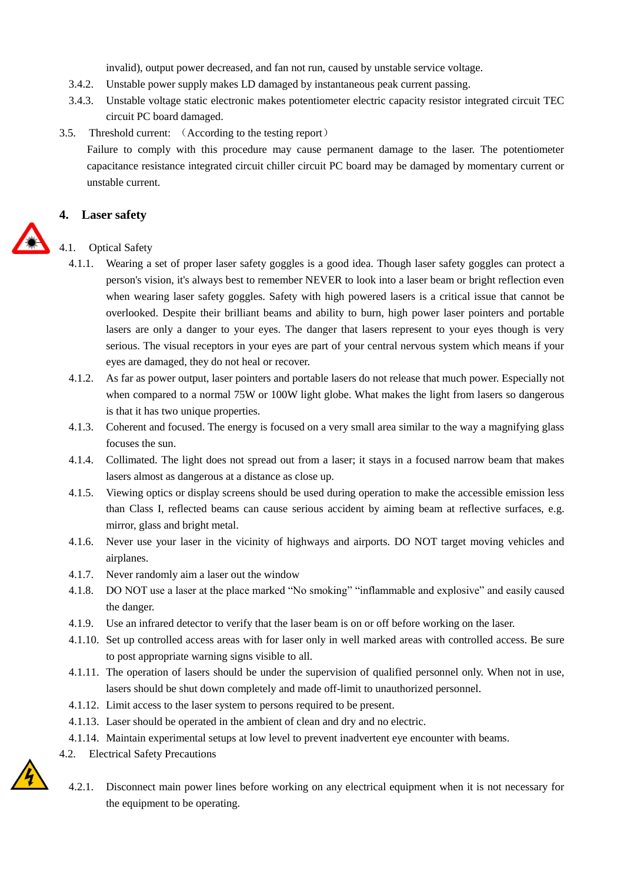invalid), output power decreased, and fan not run, caused by unstable service voltage.

3.4.2. Unstable power supply makes LD damaged by instantaneous peak current passing.

3.4.3. Unstable voltage static electronic makes potentiometer electric capacity resistor integrated circuit TEC circuit PC board damaged.

3.5. Threshold current: （According to the testing report）

Failure to comply with this procedure may cause permanent damage to the laser. The potentiometer capacitance resistance integrated circuit chiller circuit PC board may be damaged by momentary current or unstable current.

## 4. Laser safety

### 4.1. Optical Safety

4.1.1. Wearing a set of proper laser safety goggles is a good idea. Though laser safety goggles can protect a person's vision, it's always best to remember NEVER to look into a laser beam or bright reflection even when wearing laser safety goggles. Safety with high powered lasers is a critical issue that cannot be overlooked. Despite their brilliant beams and ability to burn, high power laser pointers and portable lasers are only a danger to your eyes. The danger that lasers represent to your eyes though is very serious. The visual receptors in your eyes are part of your central nervous system which means if your eyes are damaged, they do not heal or recover.

4.1.2. As far as power output, laser pointers and portable lasers do not release that much power. Especially not when compared to a normal 75W or 100W light globe. What makes the light from lasers so dangerous is that it has two unique properties.

4.1.3. Coherent and focused. The energy is focused on a very small area similar to the way a magnifying glass focuses the sun.

4.1.4. Collimated. The light does not spread out from a laser; it stays in a focused narrow beam that makes lasers almost as dangerous at a distance as close up.

4.1.5. Viewing optics or display screens should be used during operation to make the accessible emission less than Class I, reflected beams can cause serious accident by aiming beam at reflective surfaces, e.g. mirror, glass and bright metal.

4.1.6. Never use your laser in the vicinity of highways and airports. DO NOT target moving vehicles and airplanes.

4.1.7. Never randomly aim a laser out the window

4.1.8. DO NOT use a laser at the place marked "No smoking" "inflammable and explosive" and easily caused the danger.

4.1.9. Use an infrared detector to verify that the laser beam is on or off before working on the laser.

4.1.10. Set up controlled access areas with for laser only in well marked areas with controlled access. Be sure to post appropriate warning signs visible to all.

4.1.11. The operation of lasers should be under the supervision of qualified personnel only. When not in use, lasers should be shut down completely and made off-limit to unauthorized personnel.

4.1.12. Limit access to the laser system to persons required to be present.

4.1.13. Laser should be operated in the ambient of clean and dry and no electric.

4.1.14. Maintain experimental setups at low level to prevent inadvertent eye encounter with beams.

### 4.2. Electrical Safety Precautions

4.2.1. Disconnect main power lines before working on any electrical equipment when it is not necessary for the equipment to be operating.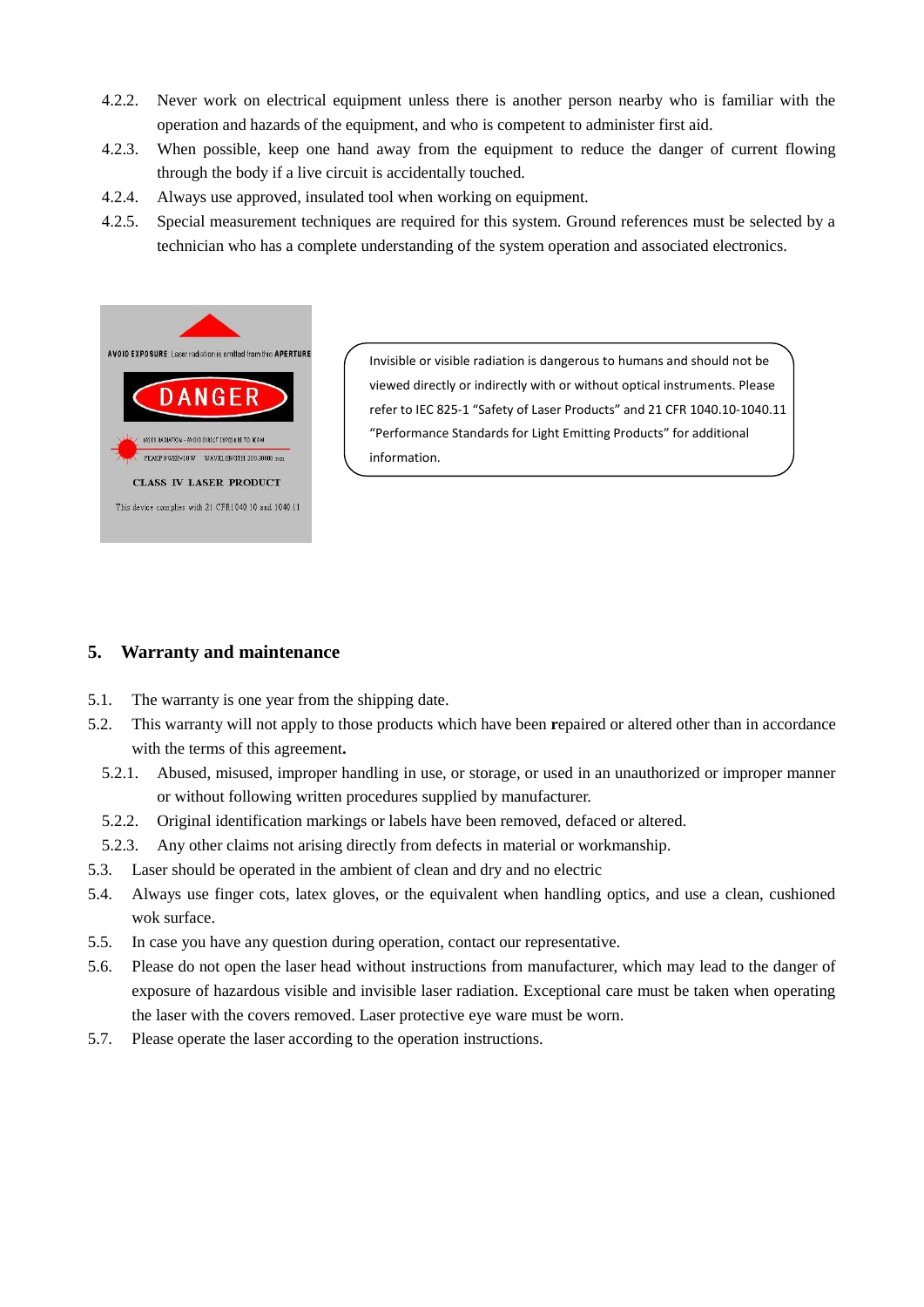4.2.2. Never work on electrical equipment unless there is another person nearby who is familiar with the operation and hazards of the equipment, and who is competent to administer first aid.

4.2.3. When possible, keep one hand away from the equipment to reduce the danger of current flowing through the body if a live circuit is accidentally touched.

4.2.4. Always use approved, insulated tool when working on equipment.

4.2.5. Special measurement techniques are required for this system. Ground references must be selected by a technician who has a complete understanding of the system operation and associated electronics.

AVOID EXPOSURE Laser radiation is emitted from this APERTURE

DANGER

VISIBLE RADIATION - AVOID DIRECT EXPOSURE TO BEAM

PEAK POWER<10W WAVELENGTH 200-2000 nm

CLASS IV LASER PRODUCT

This device complies with 21 CFR1040.10 and 1040.11

Invisible or visible radiation is dangerous to humans and should not be viewed directly or indirectly with or without optical instruments. Please refer to IEC 825-1 “Safety of Laser Products” and 21 CFR 1040.10-1040.11 “Performance Standards for Light Emitting Products” for additional information.

## 5. Warranty and maintenance

5.1. The warranty is one year from the shipping date.

5.2. This warranty will not apply to those products which have been repaired or altered other than in accordance with the terms of this agreement.

5.2.1. Abused, misused, improper handling in use, or storage, or used in an unauthorized or improper manner or without following written procedures supplied by manufacturer.

5.2.2. Original identification markings or labels have been removed, defaced or altered.

5.2.3. Any other claims not arising directly from defects in material or workmanship.

5.3. Laser should be operated in the ambient of clean and dry and no electric

5.4. Always use finger cots, latex gloves, or the equivalent when handling optics, and use a clean, cushioned wok surface.

5.5. In case you have any question during operation, contact our representative.

5.6. Please do not open the laser head without instructions from manufacturer, which may lead to the danger of exposure of hazardous visible and invisible laser radiation. Exceptional care must be taken when operating the laser with the covers removed. Laser protective eye ware must be worn.

5.7. Please operate the laser according to the operation instructions.